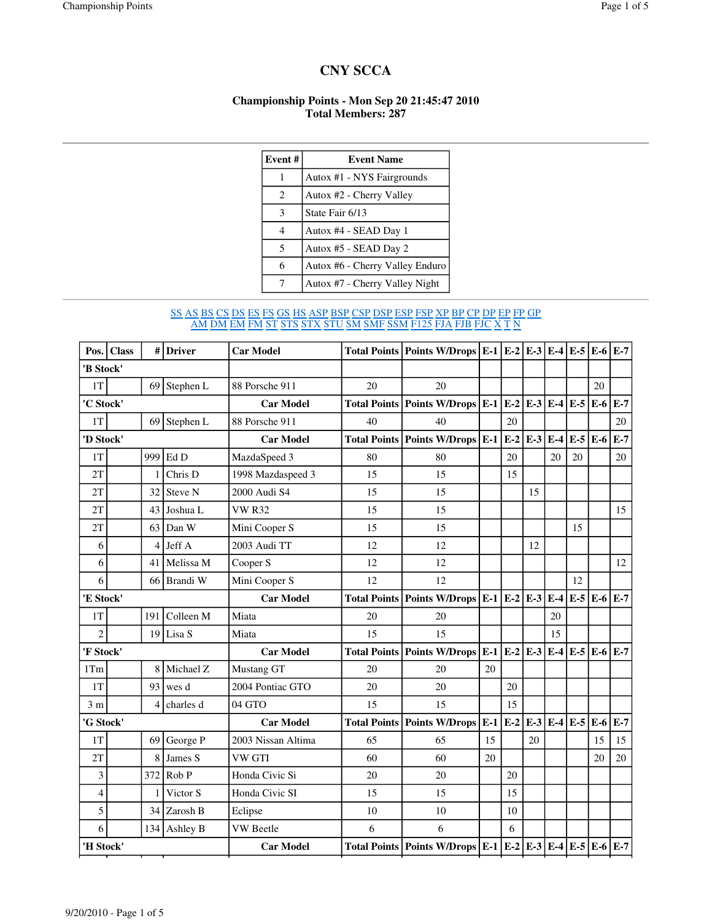# CNY SCCA

### Championship Points - Mon Sep 20 21:45:47 2010
### Total Members: 287

| Event # | Event Name |
|---|---|
| 1 | Autox #1 - NYS Fairgrounds |
| 2 | Autox #2 - Cherry Valley |
| 3 | State Fair 6/13 |
| 4 | Autox #4 - SEAD Day 1 |
| 5 | Autox #5 - SEAD Day 2 |
| 6 | Autox #6 - Cherry Valley Enduro |
| 7 | Autox #7 - Cherry Valley Night |

SS AS BS CS DS ES FS GS HS ASP BSP CSP DSP ESP FSP XP BP CP DP EP FP GP AM DM EM FM ST STS STX STU SM SMF SSM F125 FJA FJB FJC X T N

| Pos. | Class | # | Driver | Car Model | Total Points | Points W/Drops | E-1 | E-2 | E-3 | E-4 | E-5 | E-6 | E-7 |
|---|---|---|---|---|---|---|---|---|---|---|---|---|---|
| 'B Stock' | | | | | | | | | | | | | |
| 1T | | 69 | Stephen L | 88 Porsche 911 | 20 | 20 | | | | | | 20 | |
| 'C Stock' | | | | Car Model | Total Points | Points W/Drops | E-1 | E-2 | E-3 | E-4 | E-5 | E-6 | E-7 |
| 1T | | 69 | Stephen L | 88 Porsche 911 | 40 | 40 | | 20 | | | | | 20 |
| 'D Stock' | | | | Car Model | Total Points | Points W/Drops | E-1 | E-2 | E-3 | E-4 | E-5 | E-6 | E-7 |
| 1T | | 999 | Ed D | MazdaSpeed 3 | 80 | 80 | | 20 | | 20 | 20 | | 20 |
| 2T | | 1 | Chris D | 1998 Mazdaspeed 3 | 15 | 15 | | 15 | | | | | |
| 2T | | 32 | Steve N | 2000 Audi S4 | 15 | 15 | | | 15 | | | | |
| 2T | | 43 | Joshua L | VW R32 | 15 | 15 | | | | | | | 15 |
| 2T | | 63 | Dan W | Mini Cooper S | 15 | 15 | | | | | 15 | | |
| 6 | | 4 | Jeff A | 2003 Audi TT | 12 | 12 | | | 12 | | | | |
| 6 | | 41 | Melissa M | Cooper S | 12 | 12 | | | | | | | 12 |
| 6 | | 66 | Brandi W | Mini Cooper S | 12 | 12 | | | | | 12 | | |
| 'E Stock' | | | | Car Model | Total Points | Points W/Drops | E-1 | E-2 | E-3 | E-4 | E-5 | E-6 | E-7 |
| 1T | | 191 | Colleen M | Miata | 20 | 20 | | | | 20 | | | |
| 2 | | 19 | Lisa S | Miata | 15 | 15 | | | | 15 | | | |
| 'F Stock' | | | | Car Model | Total Points | Points W/Drops | E-1 | E-2 | E-3 | E-4 | E-5 | E-6 | E-7 |
| 1Tm | | 8 | Michael Z | Mustang GT | 20 | 20 | 20 | | | | | | |
| 1T | | 93 | wes d | 2004 Pontiac GTO | 20 | 20 | | 20 | | | | | |
| 3 m | | 4 | charles d | 04 GTO | 15 | 15 | | 15 | | | | | |
| 'G Stock' | | | | Car Model | Total Points | Points W/Drops | E-1 | E-2 | E-3 | E-4 | E-5 | E-6 | E-7 |
| 1T | | 69 | George P | 2003 Nissan Altima | 65 | 65 | 15 | | 20 | | | 15 | 15 |
| 2T | | 8 | James S | VW GTI | 60 | 60 | 20 | | | | | 20 | 20 |
| 3 | | 372 | Rob P | Honda Civic Si | 20 | 20 | | 20 | | | | | |
| 4 | | 1 | Victor S | Honda Civic SI | 15 | 15 | | 15 | | | | | |
| 5 | | 34 | Zarosh B | Eclipse | 10 | 10 | | 10 | | | | | |
| 6 | | 134 | Ashley B | VW Beetle | 6 | 6 | | 6 | | | | | |
| 'H Stock' | | | | Car Model | Total Points | Points W/Drops | E-1 | E-2 | E-3 | E-4 | E-5 | E-6 | E-7 |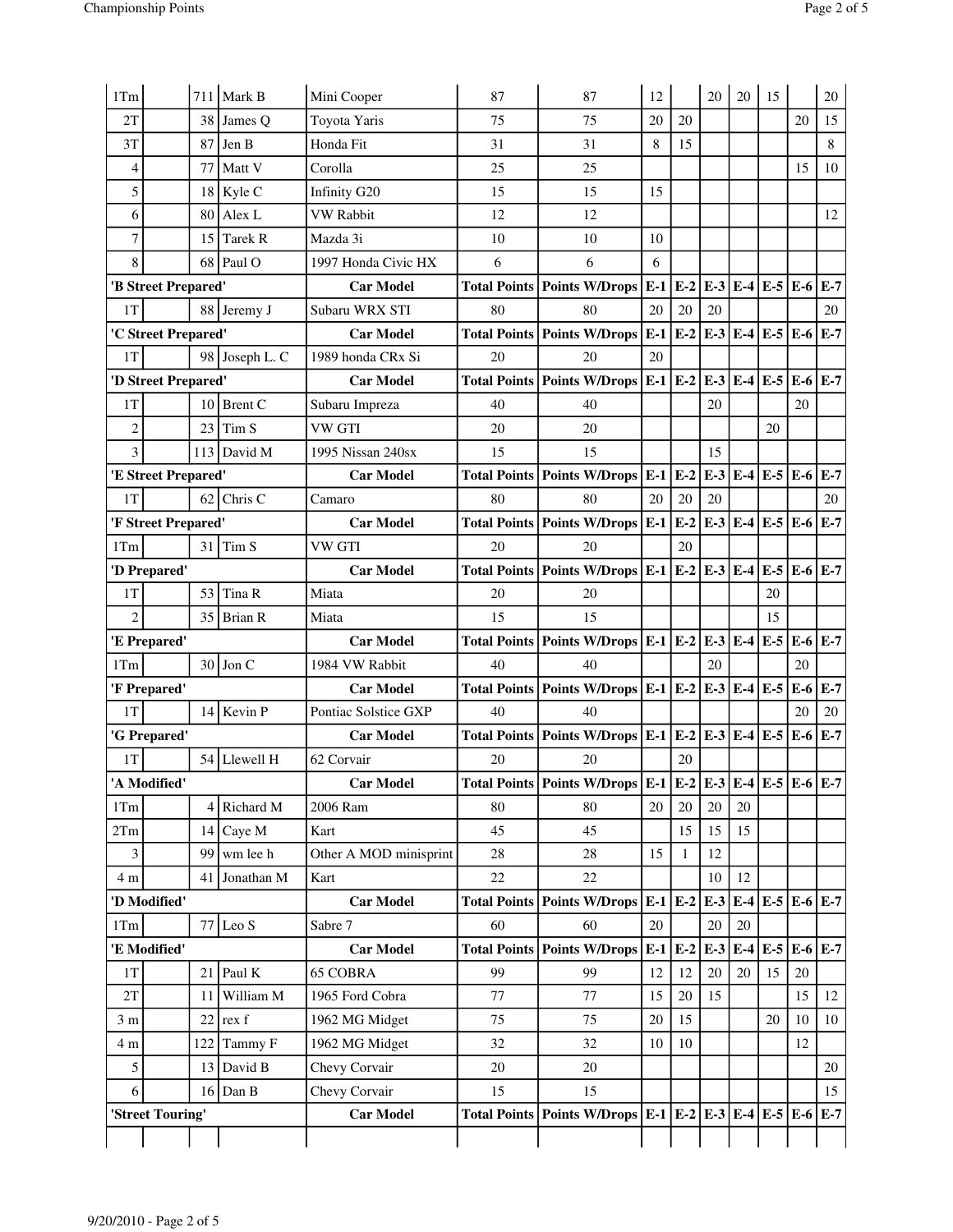| | | | | | | | | | | | | | |
|---|---|---|---|---|---|---|---|---|---|---|---|---|---|
| 1Tm | | 711 | Mark B | Mini Cooper | 87 | 87 | 12 | | 20 | 20 | 15 | | 20 |
| 2T | | 38 | James Q | Toyota Yaris | 75 | 75 | 20 | 20 | | | | 20 | 15 |
| 3T | | 87 | Jen B | Honda Fit | 31 | 31 | 8 | 15 | | | | | 8 |
| 4 | | 77 | Matt V | Corolla | 25 | 25 | | | | | | 15 | 10 |
| 5 | | 18 | Kyle C | Infinity G20 | 15 | 15 | 15 | | | | | | |
| 6 | | 80 | Alex L | VW Rabbit | 12 | 12 | | | | | | | 12 |
| 7 | | 15 | Tarek R | Mazda 3i | 10 | 10 | 10 | | | | | | |
| 8 | | 68 | Paul O | 1997 Honda Civic HX | 6 | 6 | 6 | | | | | | |
| **'B Street Prepared'** | | | | **Car Model** | **Total Points** | **Points W/Drops** | **E-1** | **E-2** | **E-3** | **E-4** | **E-5** | **E-6** | **E-7** |
| 1T | | 88 | Jeremy J | Subaru WRX STI | 80 | 80 | 20 | 20 | 20 | | | | 20 |
| **'C Street Prepared'** | | | | **Car Model** | **Total Points** | **Points W/Drops** | **E-1** | **E-2** | **E-3** | **E-4** | **E-5** | **E-6** | **E-7** |
| 1T | | 98 | Joseph L. C | 1989 honda CRx Si | 20 | 20 | 20 | | | | | | |
| **'D Street Prepared'** | | | | **Car Model** | **Total Points** | **Points W/Drops** | **E-1** | **E-2** | **E-3** | **E-4** | **E-5** | **E-6** | **E-7** |
| 1T | | 10 | Brent C | Subaru Impreza | 40 | 40 | | | 20 | | | 20 | |
| 2 | | 23 | Tim S | VW GTI | 20 | 20 | | | | | 20 | | |
| 3 | | 113 | David M | 1995 Nissan 240sx | 15 | 15 | | | 15 | | | | |
| **'E Street Prepared'** | | | | **Car Model** | **Total Points** | **Points W/Drops** | **E-1** | **E-2** | **E-3** | **E-4** | **E-5** | **E-6** | **E-7** |
| 1T | | 62 | Chris C | Camaro | 80 | 80 | 20 | 20 | 20 | | | | 20 |
| **'F Street Prepared'** | | | | **Car Model** | **Total Points** | **Points W/Drops** | **E-1** | **E-2** | **E-3** | **E-4** | **E-5** | **E-6** | **E-7** |
| 1Tm | | 31 | Tim S | VW GTI | 20 | 20 | | 20 | | | | | |
| **'D Prepared'** | | | | **Car Model** | **Total Points** | **Points W/Drops** | **E-1** | **E-2** | **E-3** | **E-4** | **E-5** | **E-6** | **E-7** |
| 1T | | 53 | Tina R | Miata | 20 | 20 | | | | | 20 | | |
| 2 | | 35 | Brian R | Miata | 15 | 15 | | | | | 15 | | |
| **'E Prepared'** | | | | **Car Model** | **Total Points** | **Points W/Drops** | **E-1** | **E-2** | **E-3** | **E-4** | **E-5** | **E-6** | **E-7** |
| 1Tm | | 30 | Jon C | 1984 VW Rabbit | 40 | 40 | | | 20 | | | 20 | |
| **'F Prepared'** | | | | **Car Model** | **Total Points** | **Points W/Drops** | **E-1** | **E-2** | **E-3** | **E-4** | **E-5** | **E-6** | **E-7** |
| 1T | | 14 | Kevin P | Pontiac Solstice GXP | 40 | 40 | | | | | | 20 | 20 |
| **'G Prepared'** | | | | **Car Model** | **Total Points** | **Points W/Drops** | **E-1** | **E-2** | **E-3** | **E-4** | **E-5** | **E-6** | **E-7** |
| 1T | | 54 | Llewell H | 62 Corvair | 20 | 20 | | 20 | | | | | |
| **'A Modified'** | | | | **Car Model** | **Total Points** | **Points W/Drops** | **E-1** | **E-2** | **E-3** | **E-4** | **E-5** | **E-6** | **E-7** |
| 1Tm | | 4 | Richard M | 2006 Ram | 80 | 80 | 20 | 20 | 20 | 20 | | | |
| 2Tm | | 14 | Caye M | Kart | 45 | 45 | | 15 | 15 | 15 | | | |
| 3 | | 99 | wm lee h | Other A MOD minisprint | 28 | 28 | 15 | 1 | 12 | | | | |
| 4 m | | 41 | Jonathan M | Kart | 22 | 22 | | | 10 | 12 | | | |
| **'D Modified'** | | | | **Car Model** | **Total Points** | **Points W/Drops** | **E-1** | **E-2** | **E-3** | **E-4** | **E-5** | **E-6** | **E-7** |
| 1Tm | | 77 | Leo S | Sabre 7 | 60 | 60 | 20 | | 20 | 20 | | | |
| **'E Modified'** | | | | **Car Model** | **Total Points** | **Points W/Drops** | **E-1** | **E-2** | **E-3** | **E-4** | **E-5** | **E-6** | **E-7** |
| 1T | | 21 | Paul K | 65 COBRA | 99 | 99 | 12 | 12 | 20 | 20 | 15 | 20 | |
| 2T | | 11 | William M | 1965 Ford Cobra | 77 | 77 | 15 | 20 | 15 | | | 15 | 12 |
| 3 m | | 22 | rex f | 1962 MG Midget | 75 | 75 | 20 | 15 | | | 20 | 10 | 10 |
| 4 m | | 122 | Tammy F | 1962 MG Midget | 32 | 32 | 10 | 10 | | | | 12 | |
| 5 | | 13 | David B | Chevy Corvair | 20 | 20 | | | | | | | 20 |
| 6 | | 16 | Dan B | Chevy Corvair | 15 | 15 | | | | | | | 15 |
| **'Street Touring'** | | | | **Car Model** | **Total Points** | **Points W/Drops** | **E-1** | **E-2** | **E-3** | **E-4** | **E-5** | **E-6** | **E-7** |
| | | | | | | | | | | | | | |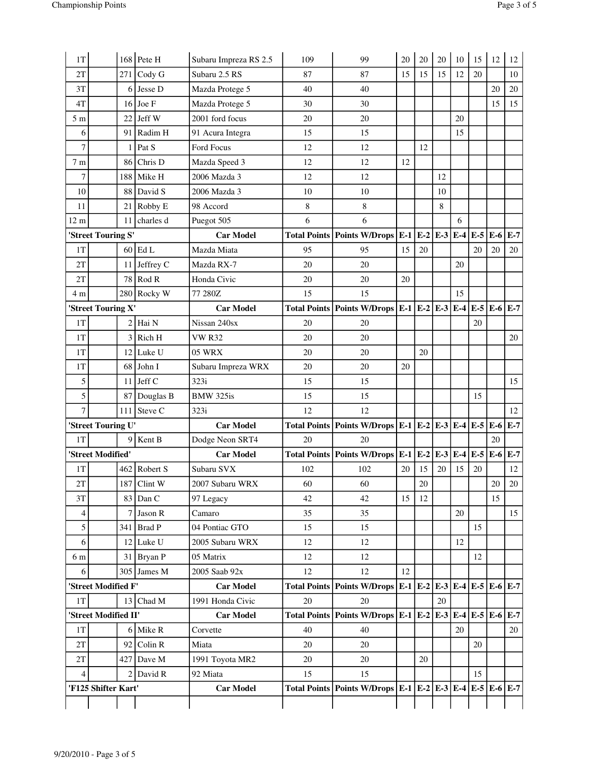| | | | | | | | | | | | | |
|---|---|---|---|---|---|---|---|---|---|---|---|---|
| 1T | | 168 | Pete H | Subaru Impreza RS 2.5 | 109 | 99 | 20 | 20 | 20 | 10 | 15 | 12 | 12 |
| 2T | | 271 | Cody G | Subaru 2.5 RS | 87 | 87 | 15 | 15 | 15 | 12 | 20 | | 10 |
| 3T | | 6 | Jesse D | Mazda Protege 5 | 40 | 40 | | | | | | 20 | 20 |
| 4T | | 16 | Joe F | Mazda Protege 5 | 30 | 30 | | | | | | 15 | 15 |
| 5 m | | 22 | Jeff W | 2001 ford focus | 20 | 20 | | | | 20 | | | |
| 6 | | 91 | Radim H | 91 Acura Integra | 15 | 15 | | | | 15 | | | |
| 7 | | 1 | Pat S | Ford Focus | 12 | 12 | | 12 | | | | | |
| 7 m | | 86 | Chris D | Mazda Speed 3 | 12 | 12 | 12 | | | | | | |
| 7 | | 188 | Mike H | 2006 Mazda 3 | 12 | 12 | | | 12 | | | | |
| 10 | | 88 | David S | 2006 Mazda 3 | 10 | 10 | | | 10 | | | | |
| 11 | | 21 | Robby E | 98 Accord | 8 | 8 | | | 8 | | | | |
| 12 m | | 11 | charles d | Puegot 505 | 6 | 6 | | | | 6 | | | |
| **'Street Touring S'** | | | | **Car Model** | **Total Points** | **Points W/Drops** | **E-1** | **E-2** | **E-3** | **E-4** | **E-5** | **E-6** | **E-7** |
| 1T | | 60 | Ed L | Mazda Miata | 95 | 95 | 15 | 20 | | | 20 | 20 | 20 |
| 2T | | 11 | Jeffrey C | Mazda RX-7 | 20 | 20 | | | | 20 | | | |
| 2T | | 78 | Rod R | Honda Civic | 20 | 20 | 20 | | | | | | |
| 4 m | | 280 | Rocky W | 77 280Z | 15 | 15 | | | | 15 | | | |
| **'Street Touring X'** | | | | **Car Model** | **Total Points** | **Points W/Drops** | **E-1** | **E-2** | **E-3** | **E-4** | **E-5** | **E-6** | **E-7** |
| 1T | | 2 | Hai N | Nissan 240sx | 20 | 20 | | | | | 20 | | |
| 1T | | 3 | Rich H | VW R32 | 20 | 20 | | | | | | | 20 |
| 1T | | 12 | Luke U | 05 WRX | 20 | 20 | | 20 | | | | | |
| 1T | | 68 | John I | Subaru Impreza WRX | 20 | 20 | 20 | | | | | | |
| 5 | | 11 | Jeff C | 323i | 15 | 15 | | | | | | | 15 |
| 5 | | 87 | Douglas B | BMW 325is | 15 | 15 | | | | | 15 | | |
| 7 | | 111 | Steve C | 323i | 12 | 12 | | | | | | | 12 |
| **'Street Touring U'** | | | | **Car Model** | **Total Points** | **Points W/Drops** | **E-1** | **E-2** | **E-3** | **E-4** | **E-5** | **E-6** | **E-7** |
| 1T | | 9 | Kent B | Dodge Neon SRT4 | 20 | 20 | | | | | | 20 | |
| **'Street Modified'** | | | | **Car Model** | **Total Points** | **Points W/Drops** | **E-1** | **E-2** | **E-3** | **E-4** | **E-5** | **E-6** | **E-7** |
| 1T | | 462 | Robert S | Subaru SVX | 102 | 102 | 20 | 15 | 20 | 15 | 20 | | 12 |
| 2T | | 187 | Clint W | 2007 Subaru WRX | 60 | 60 | | 20 | | | | 20 | 20 |
| 3T | | 83 | Dan C | 97 Legacy | 42 | 42 | 15 | 12 | | | | 15 | |
| 4 | | 7 | Jason R | Camaro | 35 | 35 | | | | 20 | | | 15 |
| 5 | | 341 | Brad P | 04 Pontiac GTO | 15 | 15 | | | | | 15 | | |
| 6 | | 12 | Luke U | 2005 Subaru WRX | 12 | 12 | | | | 12 | | | |
| 6 m | | 31 | Bryan P | 05 Matrix | 12 | 12 | | | | | 12 | | |
| 6 | | 305 | James M | 2005 Saab 92x | 12 | 12 | 12 | | | | | | |
| **'Street Modified F'** | | | | **Car Model** | **Total Points** | **Points W/Drops** | **E-1** | **E-2** | **E-3** | **E-4** | **E-5** | **E-6** | **E-7** |
| 1T | | 13 | Chad M | 1991 Honda Civic | 20 | 20 | | | 20 | | | | |
| **'Street Modified II'** | | | | **Car Model** | **Total Points** | **Points W/Drops** | **E-1** | **E-2** | **E-3** | **E-4** | **E-5** | **E-6** | **E-7** |
| 1T | | 6 | Mike R | Corvette | 40 | 40 | | | | 20 | | | 20 |
| 2T | | 92 | Colin R | Miata | 20 | 20 | | | | | 20 | | |
| 2T | | 427 | Dave M | 1991 Toyota MR2 | 20 | 20 | | 20 | | | | | |
| 4 | | 2 | David R | 92 Miata | 15 | 15 | | | | | 15 | | |
| **'F125 Shifter Kart'** | | | | **Car Model** | **Total Points** | **Points W/Drops** | **E-1** | **E-2** | **E-3** | **E-4** | **E-5** | **E-6** | **E-7** |
| | | | | | | | | | | | | | |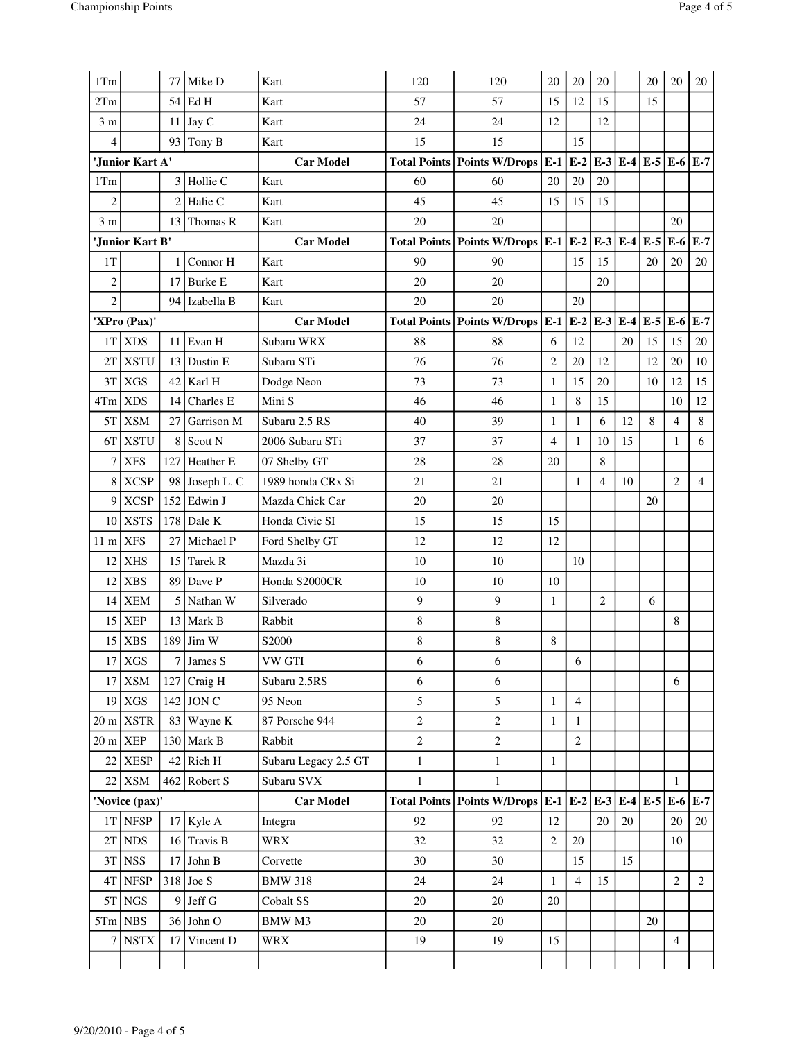| | | | | | | | | | | | | | |
|---|---|---|---|---|---|---|---|---|---|---|---|---|---|
| 1Tm | | 77 | Mike D | Kart | 120 | 120 | 20 | 20 | 20 | | 20 | 20 | 20 |
| 2Tm | | 54 | Ed H | Kart | 57 | 57 | 15 | 12 | 15 | | 15 | | |
| 3 m | | 11 | Jay C | Kart | 24 | 24 | 12 | | 12 | | | | |
| 4 | | 93 | Tony B | Kart | 15 | 15 | | 15 | | | | | |
| **'Junior Kart A'** | | | | **Car Model** | **Total Points** | **Points W/Drops** | **E-1** | **E-2** | **E-3** | **E-4** | **E-5** | **E-6** | **E-7** |
| 1Tm | | 3 | Hollie C | Kart | 60 | 60 | 20 | 20 | 20 | | | | |
| 2 | | 2 | Halie C | Kart | 45 | 45 | 15 | 15 | 15 | | | | |
| 3 m | | 13 | Thomas R | Kart | 20 | 20 | | | | | | 20 | |
| **'Junior Kart B'** | | | | **Car Model** | **Total Points** | **Points W/Drops** | **E-1** | **E-2** | **E-3** | **E-4** | **E-5** | **E-6** | **E-7** |
| 1T | | 1 | Connor H | Kart | 90 | 90 | | 15 | 15 | | 20 | 20 | 20 |
| 2 | | 17 | Burke E | Kart | 20 | 20 | | | 20 | | | | |
| 2 | | 94 | Izabella B | Kart | 20 | 20 | | 20 | | | | | |
| **'XPro (Pax)'** | | | | **Car Model** | **Total Points** | **Points W/Drops** | **E-1** | **E-2** | **E-3** | **E-4** | **E-5** | **E-6** | **E-7** |
| 1T | XDS | 11 | Evan H | Subaru WRX | 88 | 88 | 6 | 12 | | 20 | 15 | 15 | 20 |
| 2T | XSTU | 13 | Dustin E | Subaru STi | 76 | 76 | 2 | 20 | 12 | | 12 | 20 | 10 |
| 3T | XGS | 42 | Karl H | Dodge Neon | 73 | 73 | 1 | 15 | 20 | | 10 | 12 | 15 |
| 4Tm | XDS | 14 | Charles E | Mini S | 46 | 46 | 1 | 8 | 15 | | | 10 | 12 |
| 5T | XSM | 27 | Garrison M | Subaru 2.5 RS | 40 | 39 | 1 | 1 | 6 | 12 | 8 | 4 | 8 |
| 6T | XSTU | 8 | Scott N | 2006 Subaru STi | 37 | 37 | 4 | 1 | 10 | 15 | | 1 | 6 |
| 7 | XFS | 127 | Heather E | 07 Shelby GT | 28 | 28 | 20 | | 8 | | | | |
| 8 | XCSP | 98 | Joseph L. C | 1989 honda CRx Si | 21 | 21 | | 1 | 4 | 10 | | 2 | 4 |
| 9 | XCSP | 152 | Edwin J | Mazda Chick Car | 20 | 20 | | | | | 20 | | |
| 10 | XSTS | 178 | Dale K | Honda Civic SI | 15 | 15 | 15 | | | | | | |
| 11 m | XFS | 27 | Michael P | Ford Shelby GT | 12 | 12 | 12 | | | | | | |
| 12 | XHS | 15 | Tarek R | Mazda 3i | 10 | 10 | | 10 | | | | | |
| 12 | XBS | 89 | Dave P | Honda S2000CR | 10 | 10 | 10 | | | | | | |
| 14 | XEM | 5 | Nathan W | Silverado | 9 | 9 | 1 | | 2 | | 6 | | |
| 15 | XEP | 13 | Mark B | Rabbit | 8 | 8 | | | | | | 8 | |
| 15 | XBS | 189 | Jim W | S2000 | 8 | 8 | 8 | | | | | | |
| 17 | XGS | 7 | James S | VW GTI | 6 | 6 | | 6 | | | | | |
| 17 | XSM | 127 | Craig H | Subaru 2.5RS | 6 | 6 | | | | | | 6 | |
| 19 | XGS | 142 | JON C | 95 Neon | 5 | 5 | 1 | 4 | | | | | |
| 20 m | XSTR | 83 | Wayne K | 87 Porsche 944 | 2 | 2 | 1 | 1 | | | | | |
| 20 m | XEP | 130 | Mark B | Rabbit | 2 | 2 | | 2 | | | | | |
| 22 | XESP | 42 | Rich H | Subaru Legacy 2.5 GT | 1 | 1 | 1 | | | | | | |
| 22 | XSM | 462 | Robert S | Subaru SVX | 1 | 1 | | | | | | 1 | |
| **'Novice (pax)'** | | | | **Car Model** | **Total Points** | **Points W/Drops** | **E-1** | **E-2** | **E-3** | **E-4** | **E-5** | **E-6** | **E-7** |
| 1T | NFSP | 17 | Kyle A | Integra | 92 | 92 | 12 | | 20 | 20 | | 20 | 20 |
| 2T | NDS | 16 | Travis B | WRX | 32 | 32 | 2 | 20 | | | | 10 | |
| 3T | NSS | 17 | John B | Corvette | 30 | 30 | | 15 | | 15 | | | |
| 4T | NFSP | 318 | Joe S | BMW 318 | 24 | 24 | 1 | 4 | 15 | | | 2 | 2 |
| 5T | NGS | 9 | Jeff G | Cobalt SS | 20 | 20 | 20 | | | | | | |
| 5Tm | NBS | 36 | John O | BMW M3 | 20 | 20 | | | | | 20 | | |
| 7 | NSTX | 17 | Vincent D | WRX | 19 | 19 | 15 | | | | | 4 | |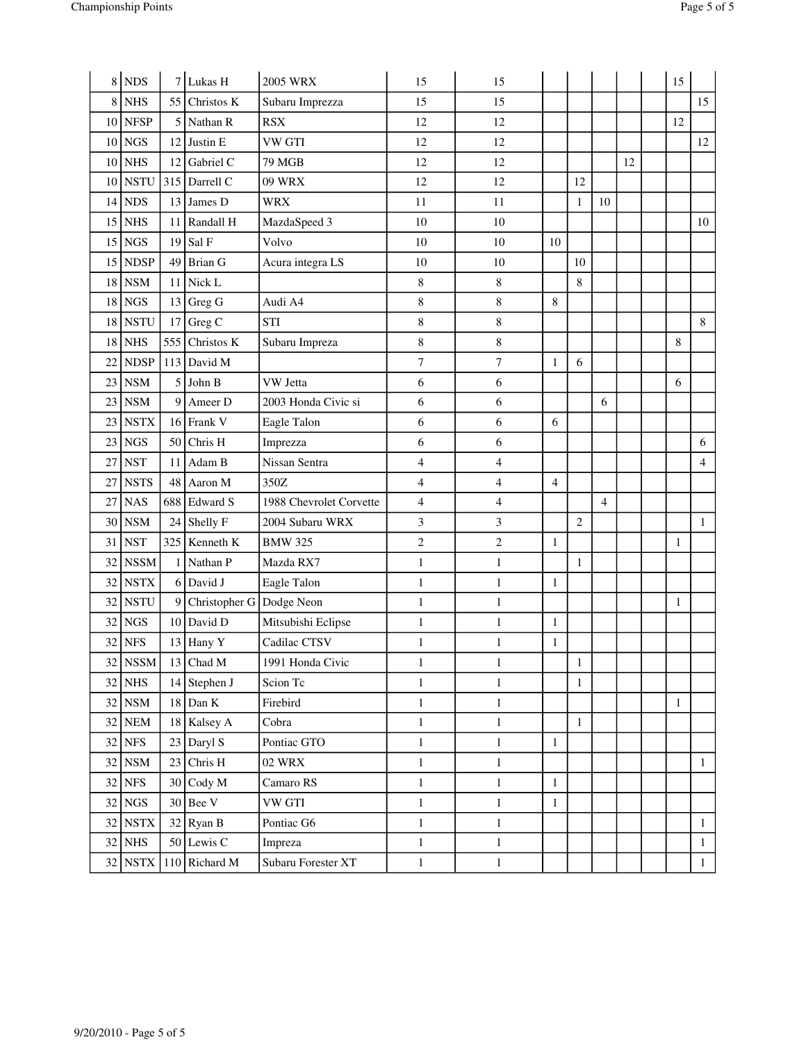| | | | | | | | | | | | | | |
|---|---|---|---|---|---|---|---|---|---|---|---|---|---|
| 8 | NDS | 7 | Lukas H | 2005 WRX | 15 | 15 | | | | | | 15 | |
| 8 | NHS | 55 | Christos K | Subaru Imprezza | 15 | 15 | | | | | | | 15 |
| 10 | NFSP | 5 | Nathan R | RSX | 12 | 12 | | | | | | 12 | |
| 10 | NGS | 12 | Justin E | VW GTI | 12 | 12 | | | | | | | 12 |
| 10 | NHS | 12 | Gabriel C | 79 MGB | 12 | 12 | | | | 12 | | | |
| 10 | NSTU | 315 | Darrell C | 09 WRX | 12 | 12 | | 12 | | | | | |
| 14 | NDS | 13 | James D | WRX | 11 | 11 | | 1 | 10 | | | | |
| 15 | NHS | 11 | Randall H | MazdaSpeed 3 | 10 | 10 | | | | | | | 10 |
| 15 | NGS | 19 | Sal F | Volvo | 10 | 10 | 10 | | | | | | |
| 15 | NDSP | 49 | Brian G | Acura integra LS | 10 | 10 | | 10 | | | | | |
| 18 | NSM | 11 | Nick L | | 8 | 8 | | 8 | | | | | |
| 18 | NGS | 13 | Greg G | Audi A4 | 8 | 8 | 8 | | | | | | |
| 18 | NSTU | 17 | Greg C | STI | 8 | 8 | | | | | | | 8 |
| 18 | NHS | 555 | Christos K | Subaru Impreza | 8 | 8 | | | | | | 8 | |
| 22 | NDSP | 113 | David M | | 7 | 7 | 1 | 6 | | | | | |
| 23 | NSM | 5 | John B | VW Jetta | 6 | 6 | | | | | | 6 | |
| 23 | NSM | 9 | Ameer D | 2003 Honda Civic si | 6 | 6 | | | 6 | | | | |
| 23 | NSTX | 16 | Frank V | Eagle Talon | 6 | 6 | 6 | | | | | | |
| 23 | NGS | 50 | Chris H | Imprezza | 6 | 6 | | | | | | | 6 |
| 27 | NST | 11 | Adam B | Nissan Sentra | 4 | 4 | | | | | | | 4 |
| 27 | NSTS | 48 | Aaron M | 350Z | 4 | 4 | 4 | | | | | | |
| 27 | NAS | 688 | Edward S | 1988 Chevrolet Corvette | 4 | 4 | | | 4 | | | | |
| 30 | NSM | 24 | Shelly F | 2004 Subaru WRX | 3 | 3 | | 2 | | | | | 1 |
| 31 | NST | 325 | Kenneth K | BMW 325 | 2 | 2 | 1 | | | | | 1 | |
| 32 | NSSM | 1 | Nathan P | Mazda RX7 | 1 | 1 | | 1 | | | | | |
| 32 | NSTX | 6 | David J | Eagle Talon | 1 | 1 | 1 | | | | | | |
| 32 | NSTU | 9 | Christopher G | Dodge Neon | 1 | 1 | | | | | | 1 | |
| 32 | NGS | 10 | David D | Mitsubishi Eclipse | 1 | 1 | 1 | | | | | | |
| 32 | NFS | 13 | Hany Y | Cadilac CTSV | 1 | 1 | 1 | | | | | | |
| 32 | NSSM | 13 | Chad M | 1991 Honda Civic | 1 | 1 | | 1 | | | | | |
| 32 | NHS | 14 | Stephen J | Scion Tc | 1 | 1 | | 1 | | | | | |
| 32 | NSM | 18 | Dan K | Firebird | 1 | 1 | | | | | | 1 | |
| 32 | NEM | 18 | Kalsey A | Cobra | 1 | 1 | | 1 | | | | | |
| 32 | NFS | 23 | Daryl S | Pontiac GTO | 1 | 1 | 1 | | | | | | |
| 32 | NSM | 23 | Chris H | 02 WRX | 1 | 1 | | | | | | | 1 |
| 32 | NFS | 30 | Cody M | Camaro RS | 1 | 1 | 1 | | | | | | |
| 32 | NGS | 30 | Bee V | VW GTI | 1 | 1 | 1 | | | | | | |
| 32 | NSTX | 32 | Ryan B | Pontiac G6 | 1 | 1 | | | | | | | 1 |
| 32 | NHS | 50 | Lewis C | Impreza | 1 | 1 | | | | | | | 1 |
| 32 | NSTX | 110 | Richard M | Subaru Forester XT | 1 | 1 | | | | | | | 1 |